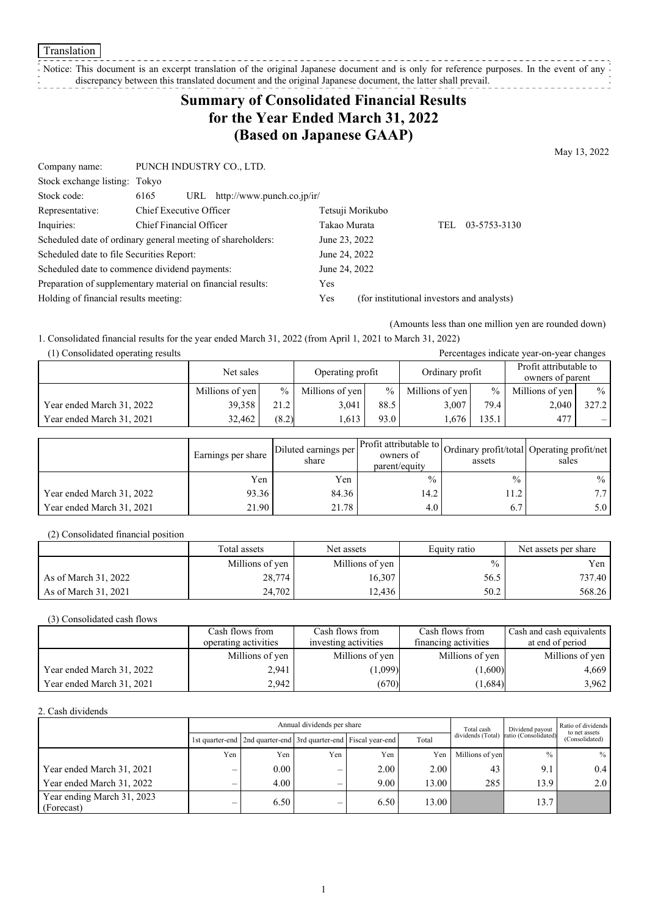Translation

Notice: This document is an excerpt translation of the original Japanese document and is only for reference purposes. In the event of any discrepancy between this translated document and the original Japanese document, the latter shall prevail.

# Summary of Consolidated Financial Results for the Year Ended March 31, 2022 (Based on Japanese GAAP)

May 13, 2022

| | | |
|---|---|---|
| Company name: | PUNCH INDUSTRY CO., LTD. | |
| Stock exchange listing: | Tokyo | |
| Stock code: | 6165 URL http://www.punch.co.jp/ir/ | |
| Representative: | Chief Executive Officer | Tetsuji Morikubo |
| Inquiries: | Chief Financial Officer | Takao Murata TEL 03-5753-3130 |
| Scheduled date of ordinary general meeting of shareholders: | | June 23, 2022 |
| Scheduled date to file Securities Report: | | June 24, 2022 |
| Scheduled date to commence dividend payments: | | June 24, 2022 |
| Preparation of supplementary material on financial results: | | Yes |
| Holding of financial results meeting: | | Yes (for institutional investors and analysts) |

(Amounts less than one million yen are rounded down)

1. Consolidated financial results for the year ended March 31, 2022 (from April 1, 2021 to March 31, 2022)

(1) Consolidated operating results

Percentages indicate year-on-year changes

| | Net sales | | Operating profit | | Ordinary profit | | Profit attributable to owners of parent | |
|---|---|---|---|---|---|---|---|---|
| | Millions of yen | % | Millions of yen | % | Millions of yen | % | Millions of yen | % |
| Year ended March 31, 2022 | 39,358 | 21.2 | 3,041 | 88.5 | 3,007 | 79.4 | 2,040 | 327.2 |
| Year ended March 31, 2021 | 32,462 | (8.2) | 1,613 | 93.0 | 1,676 | 135.1 | 477 | – |

| | Earnings per share | Diluted earnings per share | Profit attributable to owners of parent/equity | Ordinary profit/total assets | Operating profit/net sales |
|---|---|---|---|---|---|
| | Yen | Yen | % | % | % |
| Year ended March 31, 2022 | 93.36 | 84.36 | 14.2 | 11.2 | 7.7 |
| Year ended March 31, 2021 | 21.90 | 21.78 | 4.0 | 6.7 | 5.0 |

(2) Consolidated financial position

| | Total assets | Net assets | Equity ratio | Net assets per share |
|---|---|---|---|---|
| | Millions of yen | Millions of yen | % | Yen |
| As of March 31, 2022 | 28,774 | 16,307 | 56.5 | 737.40 |
| As of March 31, 2021 | 24,702 | 12,436 | 50.2 | 568.26 |

(3) Consolidated cash flows

| | Cash flows from operating activities | Cash flows from investing activities | Cash flows from financing activities | Cash and cash equivalents at end of period |
|---|---|---|---|---|
| | Millions of yen | Millions of yen | Millions of yen | Millions of yen |
| Year ended March 31, 2022 | 2,941 | (1,099) | (1,600) | 4,669 |
| Year ended March 31, 2021 | 2,942 | (670) | (1,684) | 3,962 |

2. Cash dividends

| | Annual dividends per share | | | | | Total cash dividends (Total) | Dividend payout ratio (Consolidated) | Ratio of dividends to net assets (Consolidated) |
|---|---|---|---|---|---|---|---|---|
| | 1st quarter-end | 2nd quarter-end | 3rd quarter-end | Fiscal year-end | Total | | | |
| | Yen | Yen | Yen | Yen | Yen | Millions of yen | % | % |
| Year ended March 31, 2021 | – | 0.00 | – | 2.00 | 2.00 | 43 | 9.1 | 0.4 |
| Year ended March 31, 2022 | – | 4.00 | – | 9.00 | 13.00 | 285 | 13.9 | 2.0 |
| Year ending March 31, 2023 (Forecast) | – | 6.50 | – | 6.50 | 13.00 | | 13.7 | |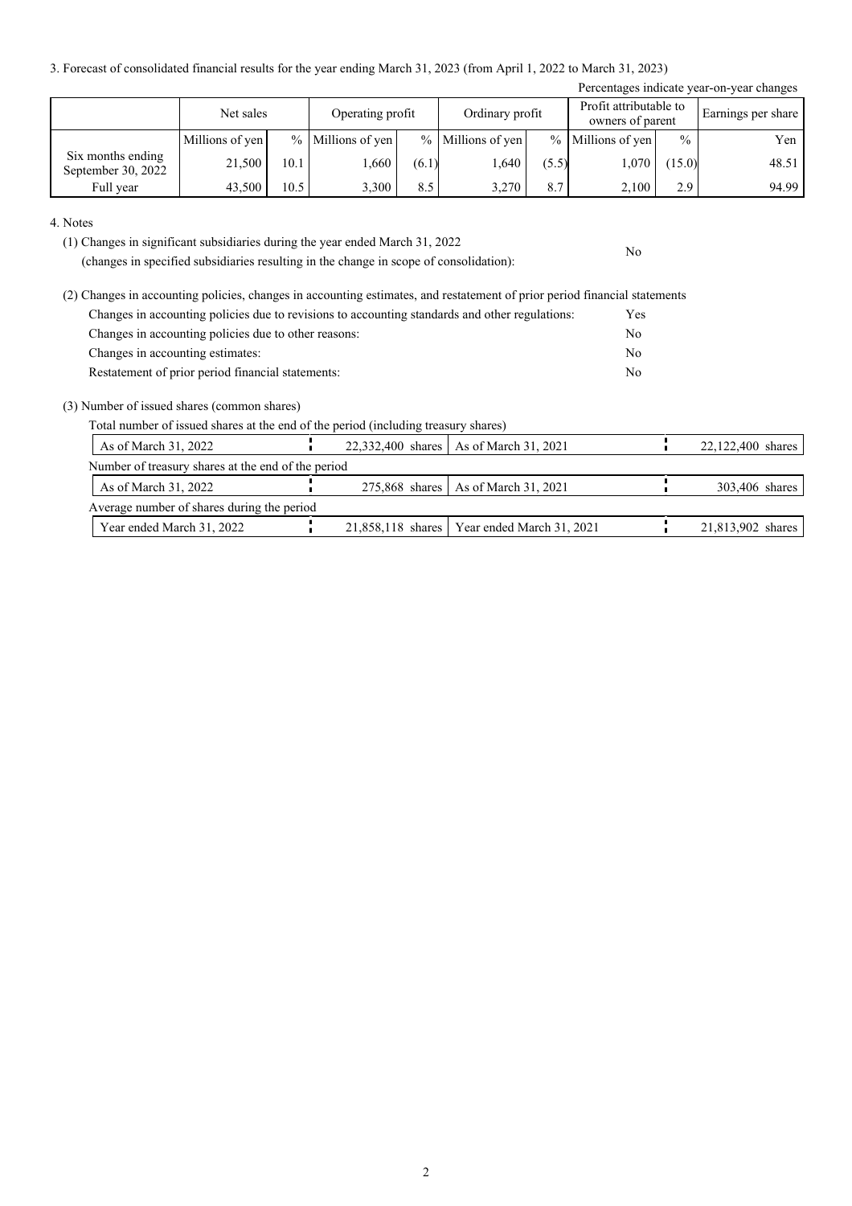3. Forecast of consolidated financial results for the year ending March 31, 2023 (from April 1, 2022 to March 31, 2023)

Percentages indicate year-on-year changes

| | Net sales | | Operating profit | | Ordinary profit | | Profit attributable to owners of parent | | Earnings per share |
|---|---|---|---|---|---|---|---|---|---|
| | Millions of yen | % | Millions of yen | % | Millions of yen | % | Millions of yen | % | Yen |
| Six months ending September 30, 2022 | 21,500 | 10.1 | 1,660 | (6.1) | 1,640 | (5.5) | 1,070 | (15.0) | 48.51 |
| Full year | 43,500 | 10.5 | 3,300 | 8.5 | 3,270 | 8.7 | 2,100 | 2.9 | 94.99 |

4. Notes

(1) Changes in significant subsidiaries during the year ended March 31, 2022 (changes in specified subsidiaries resulting in the change in scope of consolidation): No

(2) Changes in accounting policies, changes in accounting estimates, and restatement of prior period financial statements

| | |
|---|---|
| Changes in accounting policies due to revisions to accounting standards and other regulations: | Yes |
| Changes in accounting policies due to other reasons: | No |
| Changes in accounting estimates: | No |
| Restatement of prior period financial statements: | No |

(3) Number of issued shares (common shares)

Total number of issued shares at the end of the period (including treasury shares)

| | | | |
|---|---|---|---|
| As of March 31, 2022 | 22,332,400 shares | As of March 31, 2021 | 22,122,400 shares |

Number of treasury shares at the end of the period

| | | | |
|---|---|---|---|
| As of March 31, 2022 | 275,868 shares | As of March 31, 2021 | 303,406 shares |

Average number of shares during the period

| | | | |
|---|---|---|---|
| Year ended March 31, 2022 | 21,858,118 shares | Year ended March 31, 2021 | 21,813,902 shares |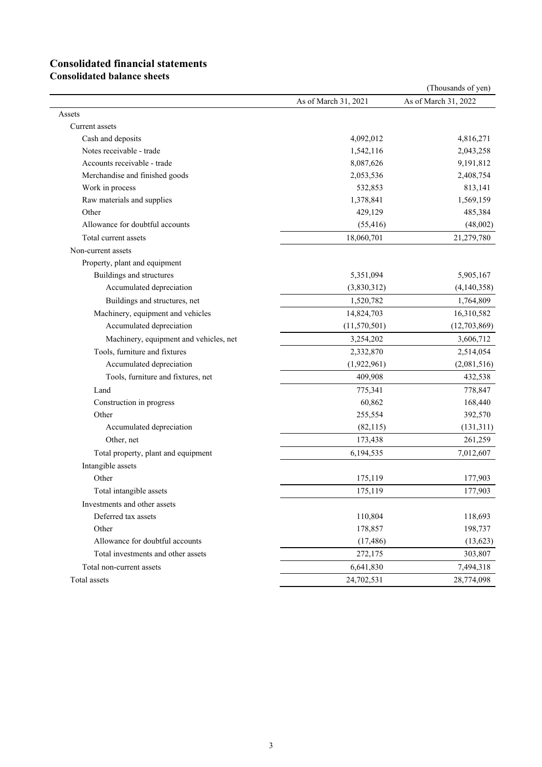# Consolidated financial statements

## Consolidated balance sheets

(Thousands of yen)

| | As of March 31, 2021 | As of March 31, 2022 |
|---|---|---|
| Assets | | |
| Current assets | | |
| Cash and deposits | 4,092,012 | 4,816,271 |
| Notes receivable - trade | 1,542,116 | 2,043,258 |
| Accounts receivable - trade | 8,087,626 | 9,191,812 |
| Merchandise and finished goods | 2,053,536 | 2,408,754 |
| Work in process | 532,853 | 813,141 |
| Raw materials and supplies | 1,378,841 | 1,569,159 |
| Other | 429,129 | 485,384 |
| Allowance for doubtful accounts | (55,416) | (48,002) |
| Total current assets | 18,060,701 | 21,279,780 |
| Non-current assets | | |
| Property, plant and equipment | | |
| Buildings and structures | 5,351,094 | 5,905,167 |
| Accumulated depreciation | (3,830,312) | (4,140,358) |
| Buildings and structures, net | 1,520,782 | 1,764,809 |
| Machinery, equipment and vehicles | 14,824,703 | 16,310,582 |
| Accumulated depreciation | (11,570,501) | (12,703,869) |
| Machinery, equipment and vehicles, net | 3,254,202 | 3,606,712 |
| Tools, furniture and fixtures | 2,332,870 | 2,514,054 |
| Accumulated depreciation | (1,922,961) | (2,081,516) |
| Tools, furniture and fixtures, net | 409,908 | 432,538 |
| Land | 775,341 | 778,847 |
| Construction in progress | 60,862 | 168,440 |
| Other | 255,554 | 392,570 |
| Accumulated depreciation | (82,115) | (131,311) |
| Other, net | 173,438 | 261,259 |
| Total property, plant and equipment | 6,194,535 | 7,012,607 |
| Intangible assets | | |
| Other | 175,119 | 177,903 |
| Total intangible assets | 175,119 | 177,903 |
| Investments and other assets | | |
| Deferred tax assets | 110,804 | 118,693 |
| Other | 178,857 | 198,737 |
| Allowance for doubtful accounts | (17,486) | (13,623) |
| Total investments and other assets | 272,175 | 303,807 |
| Total non-current assets | 6,641,830 | 7,494,318 |
| Total assets | 24,702,531 | 28,774,098 |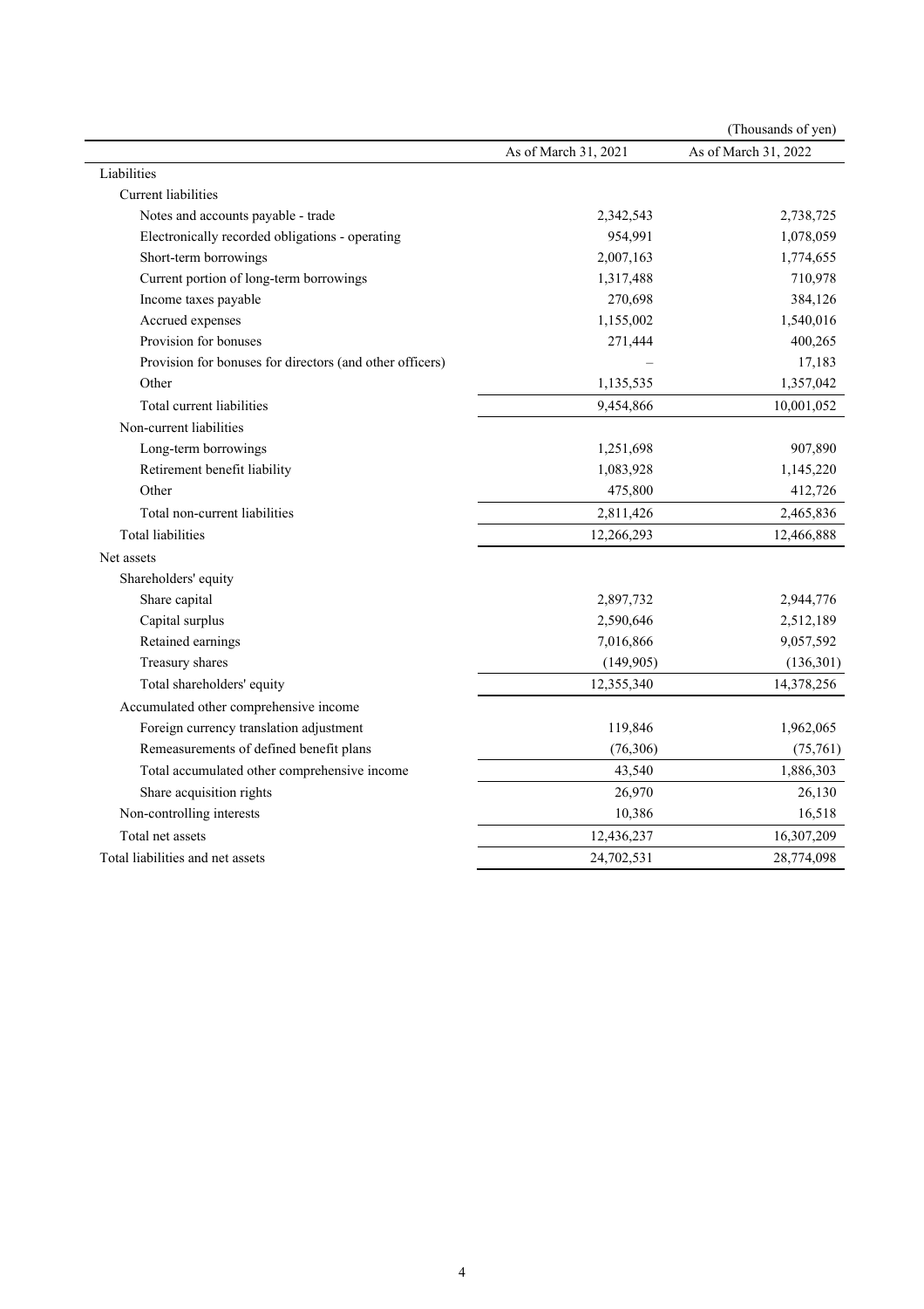(Thousands of yen)

| | As of March 31, 2021 | As of March 31, 2022 |
|---|---|---|
| Liabilities | | |
| Current liabilities | | |
| Notes and accounts payable - trade | 2,342,543 | 2,738,725 |
| Electronically recorded obligations - operating | 954,991 | 1,078,059 |
| Short-term borrowings | 2,007,163 | 1,774,655 |
| Current portion of long-term borrowings | 1,317,488 | 710,978 |
| Income taxes payable | 270,698 | 384,126 |
| Accrued expenses | 1,155,002 | 1,540,016 |
| Provision for bonuses | 271,444 | 400,265 |
| Provision for bonuses for directors (and other officers) | – | 17,183 |
| Other | 1,135,535 | 1,357,042 |
| Total current liabilities | 9,454,866 | 10,001,052 |
| Non-current liabilities | | |
| Long-term borrowings | 1,251,698 | 907,890 |
| Retirement benefit liability | 1,083,928 | 1,145,220 |
| Other | 475,800 | 412,726 |
| Total non-current liabilities | 2,811,426 | 2,465,836 |
| Total liabilities | 12,266,293 | 12,466,888 |
| Net assets | | |
| Shareholders' equity | | |
| Share capital | 2,897,732 | 2,944,776 |
| Capital surplus | 2,590,646 | 2,512,189 |
| Retained earnings | 7,016,866 | 9,057,592 |
| Treasury shares | (149,905) | (136,301) |
| Total shareholders' equity | 12,355,340 | 14,378,256 |
| Accumulated other comprehensive income | | |
| Foreign currency translation adjustment | 119,846 | 1,962,065 |
| Remeasurements of defined benefit plans | (76,306) | (75,761) |
| Total accumulated other comprehensive income | 43,540 | 1,886,303 |
| Share acquisition rights | 26,970 | 26,130 |
| Non-controlling interests | 10,386 | 16,518 |
| Total net assets | 12,436,237 | 16,307,209 |
| Total liabilities and net assets | 24,702,531 | 28,774,098 |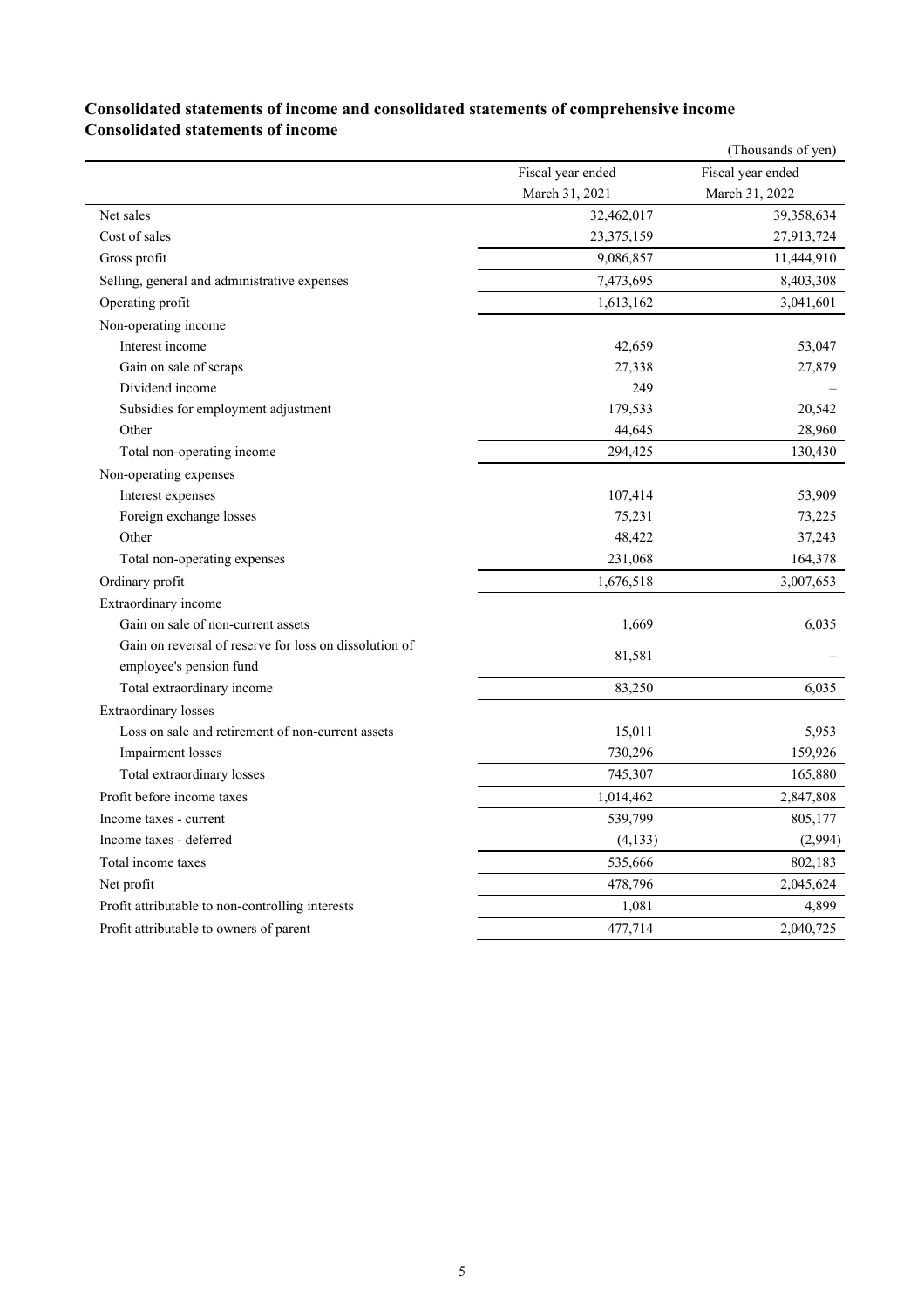# Consolidated statements of income and consolidated statements of comprehensive income

## Consolidated statements of income

(Thousands of yen)

| | Fiscal year ended March 31, 2021 | Fiscal year ended March 31, 2022 |
|---|---|---|
| Net sales | 32,462,017 | 39,358,634 |
| Cost of sales | 23,375,159 | 27,913,724 |
| Gross profit | 9,086,857 | 11,444,910 |
| Selling, general and administrative expenses | 7,473,695 | 8,403,308 |
| Operating profit | 1,613,162 | 3,041,601 |
| Non-operating income | | |
| Interest income | 42,659 | 53,047 |
| Gain on sale of scraps | 27,338 | 27,879 |
| Dividend income | 249 | – |
| Subsidies for employment adjustment | 179,533 | 20,542 |
| Other | 44,645 | 28,960 |
| Total non-operating income | 294,425 | 130,430 |
| Non-operating expenses | | |
| Interest expenses | 107,414 | 53,909 |
| Foreign exchange losses | 75,231 | 73,225 |
| Other | 48,422 | 37,243 |
| Total non-operating expenses | 231,068 | 164,378 |
| Ordinary profit | 1,676,518 | 3,007,653 |
| Extraordinary income | | |
| Gain on sale of non-current assets | 1,669 | 6,035 |
| Gain on reversal of reserve for loss on dissolution of employee's pension fund | 81,581 | – |
| Total extraordinary income | 83,250 | 6,035 |
| Extraordinary losses | | |
| Loss on sale and retirement of non-current assets | 15,011 | 5,953 |
| Impairment losses | 730,296 | 159,926 |
| Total extraordinary losses | 745,307 | 165,880 |
| Profit before income taxes | 1,014,462 | 2,847,808 |
| Income taxes - current | 539,799 | 805,177 |
| Income taxes - deferred | (4,133) | (2,994) |
| Total income taxes | 535,666 | 802,183 |
| Net profit | 478,796 | 2,045,624 |
| Profit attributable to non-controlling interests | 1,081 | 4,899 |
| Profit attributable to owners of parent | 477,714 | 2,040,725 |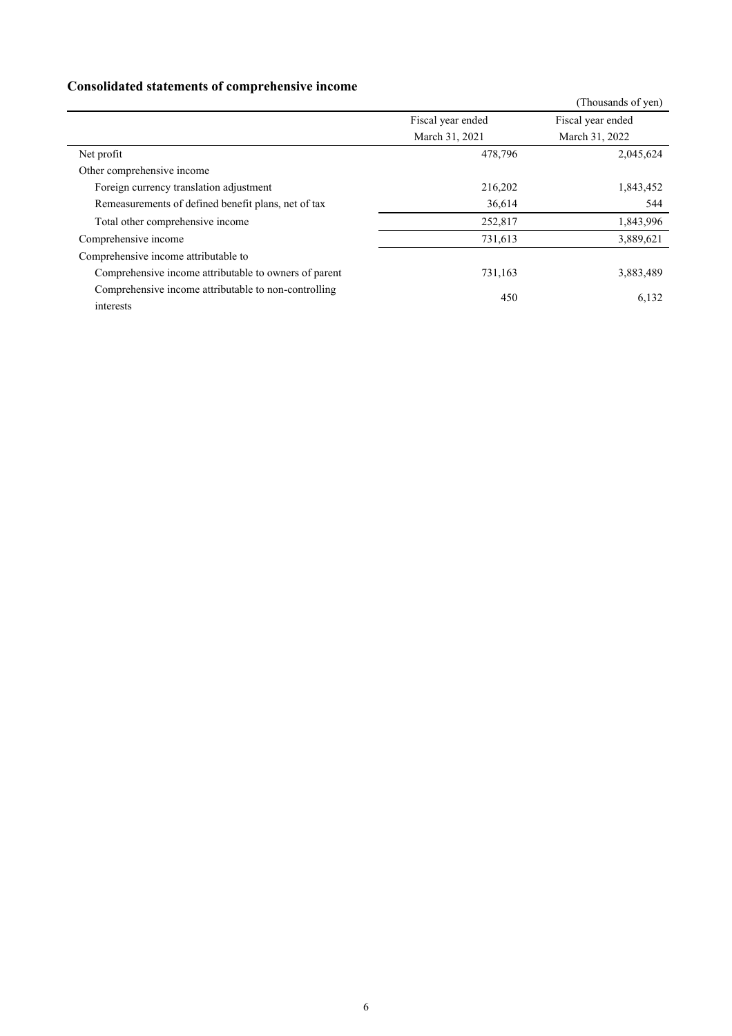## Consolidated statements of comprehensive income

(Thousands of yen)

| | Fiscal year ended March 31, 2021 | Fiscal year ended March 31, 2022 |
|---|---|---|
| Net profit | 478,796 | 2,045,624 |
| Other comprehensive income | | |
| Foreign currency translation adjustment | 216,202 | 1,843,452 |
| Remeasurements of defined benefit plans, net of tax | 36,614 | 544 |
| Total other comprehensive income | 252,817 | 1,843,996 |
| Comprehensive income | 731,613 | 3,889,621 |
| Comprehensive income attributable to | | |
| Comprehensive income attributable to owners of parent | 731,163 | 3,883,489 |
| Comprehensive income attributable to non-controlling interests | 450 | 6,132 |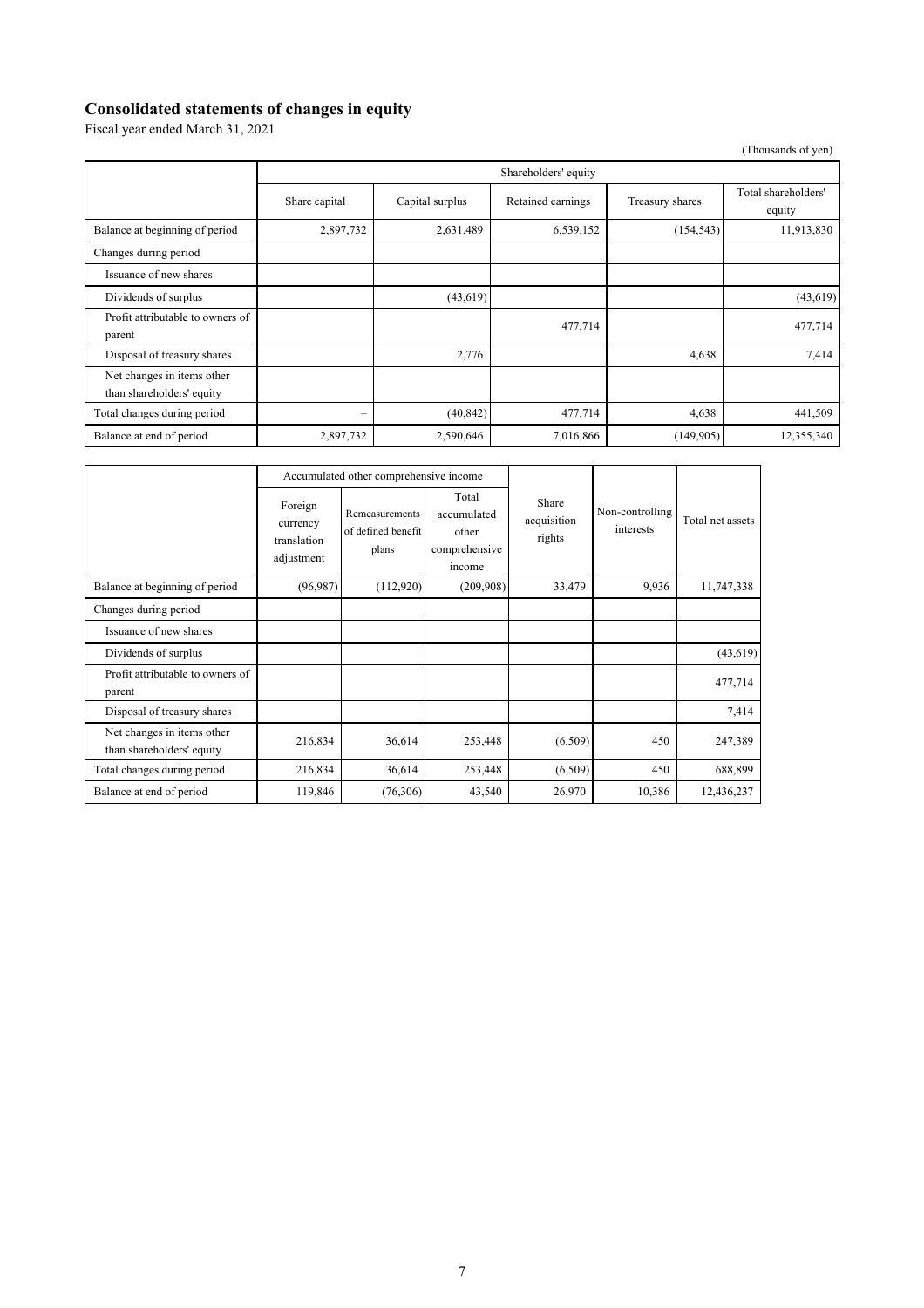## Consolidated statements of changes in equity

Fiscal year ended March 31, 2021

(Thousands of yen)

| | Shareholders' equity | | | | |
|---|---|---|---|---|---|
| | Share capital | Capital surplus | Retained earnings | Treasury shares | Total shareholders' equity |
| Balance at beginning of period | 2,897,732 | 2,631,489 | 6,539,152 | (154,543) | 11,913,830 |
| Changes during period | | | | | |
| Issuance of new shares | | | | | |
| Dividends of surplus | | (43,619) | | | (43,619) |
| Profit attributable to owners of parent | | | 477,714 | | 477,714 |
| Disposal of treasury shares | | 2,776 | | 4,638 | 7,414 |
| Net changes in items other than shareholders' equity | | | | | |
| Total changes during period | – | (40,842) | 477,714 | 4,638 | 441,509 |
| Balance at end of period | 2,897,732 | 2,590,646 | 7,016,866 | (149,905) | 12,355,340 |

| | Accumulated other comprehensive income | | | Share acquisition rights | Non-controlling interests | Total net assets |
|---|---|---|---|---|---|---|
| | Foreign currency translation adjustment | Remeasurements of defined benefit plans | Total accumulated other comprehensive income | | | |
| Balance at beginning of period | (96,987) | (112,920) | (209,908) | 33,479 | 9,936 | 11,747,338 |
| Changes during period | | | | | | |
| Issuance of new shares | | | | | | |
| Dividends of surplus | | | | | | (43,619) |
| Profit attributable to owners of parent | | | | | | 477,714 |
| Disposal of treasury shares | | | | | | 7,414 |
| Net changes in items other than shareholders' equity | 216,834 | 36,614 | 253,448 | (6,509) | 450 | 247,389 |
| Total changes during period | 216,834 | 36,614 | 253,448 | (6,509) | 450 | 688,899 |
| Balance at end of period | 119,846 | (76,306) | 43,540 | 26,970 | 10,386 | 12,436,237 |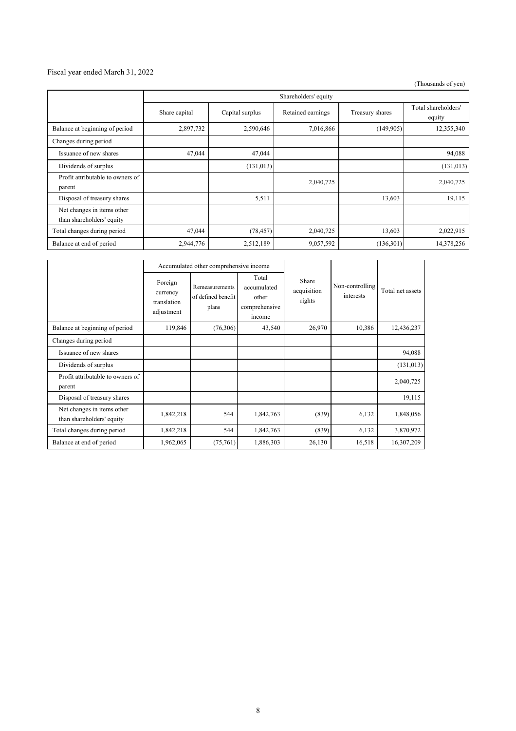Fiscal year ended March 31, 2022

(Thousands of yen)

| | Shareholders' equity | | | | |
|---|---|---|---|---|---|
| | Share capital | Capital surplus | Retained earnings | Treasury shares | Total shareholders' equity |
| Balance at beginning of period | 2,897,732 | 2,590,646 | 7,016,866 | (149,905) | 12,355,340 |
| Changes during period | | | | | |
| Issuance of new shares | 47,044 | 47,044 | | | 94,088 |
| Dividends of surplus | | (131,013) | | | (131,013) |
| Profit attributable to owners of parent | | | 2,040,725 | | 2,040,725 |
| Disposal of treasury shares | | 5,511 | | 13,603 | 19,115 |
| Net changes in items other than shareholders' equity | | | | | |
| Total changes during period | 47,044 | (78,457) | 2,040,725 | 13,603 | 2,022,915 |
| Balance at end of period | 2,944,776 | 2,512,189 | 9,057,592 | (136,301) | 14,378,256 |

| | Accumulated other comprehensive income | | | Share acquisition rights | Non-controlling interests | Total net assets |
|---|---|---|---|---|---|---|
| | Foreign currency translation adjustment | Remeasurements of defined benefit plans | Total accumulated other comprehensive income | | | |
| Balance at beginning of period | 119,846 | (76,306) | 43,540 | 26,970 | 10,386 | 12,436,237 |
| Changes during period | | | | | | |
| Issuance of new shares | | | | | | 94,088 |
| Dividends of surplus | | | | | | (131,013) |
| Profit attributable to owners of parent | | | | | | 2,040,725 |
| Disposal of treasury shares | | | | | | 19,115 |
| Net changes in items other than shareholders' equity | 1,842,218 | 544 | 1,842,763 | (839) | 6,132 | 1,848,056 |
| Total changes during period | 1,842,218 | 544 | 1,842,763 | (839) | 6,132 | 3,870,972 |
| Balance at end of period | 1,962,065 | (75,761) | 1,886,303 | 26,130 | 16,518 | 16,307,209 |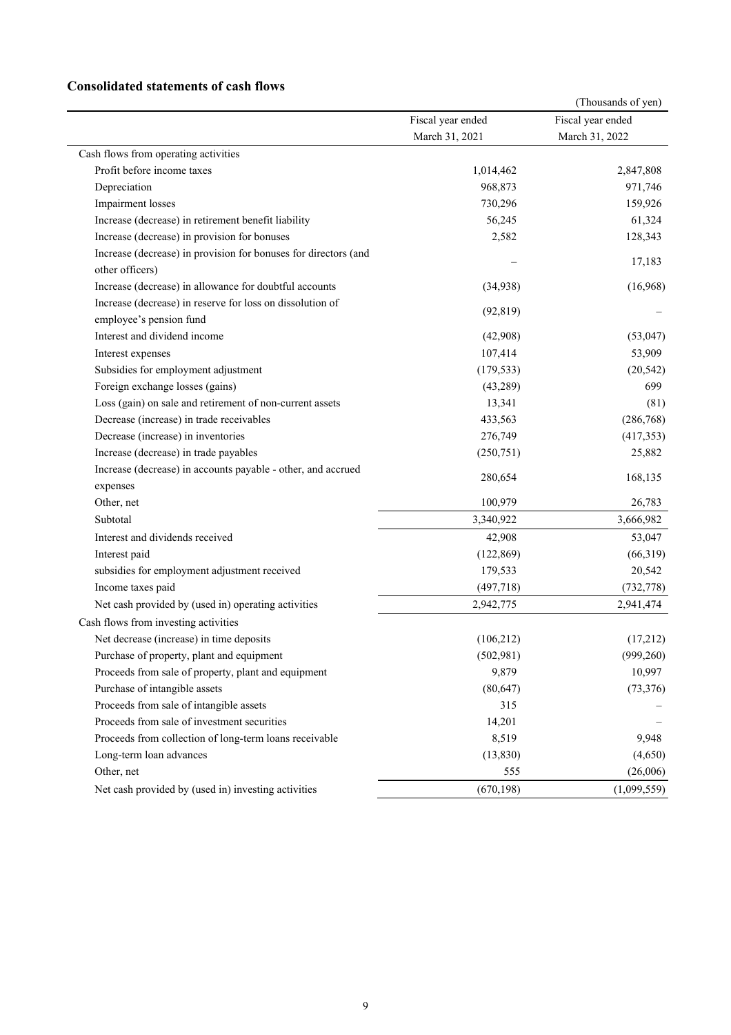## Consolidated statements of cash flows

(Thousands of yen)

| | Fiscal year ended March 31, 2021 | Fiscal year ended March 31, 2022 |
|---|---|---|
| Cash flows from operating activities | | |
| Profit before income taxes | 1,014,462 | 2,847,808 |
| Depreciation | 968,873 | 971,746 |
| Impairment losses | 730,296 | 159,926 |
| Increase (decrease) in retirement benefit liability | 56,245 | 61,324 |
| Increase (decrease) in provision for bonuses | 2,582 | 128,343 |
| Increase (decrease) in provision for bonuses for directors (and other officers) | – | 17,183 |
| Increase (decrease) in allowance for doubtful accounts | (34,938) | (16,968) |
| Increase (decrease) in reserve for loss on dissolution of employee’s pension fund | (92,819) | – |
| Interest and dividend income | (42,908) | (53,047) |
| Interest expenses | 107,414 | 53,909 |
| Subsidies for employment adjustment | (179,533) | (20,542) |
| Foreign exchange losses (gains) | (43,289) | 699 |
| Loss (gain) on sale and retirement of non-current assets | 13,341 | (81) |
| Decrease (increase) in trade receivables | 433,563 | (286,768) |
| Decrease (increase) in inventories | 276,749 | (417,353) |
| Increase (decrease) in trade payables | (250,751) | 25,882 |
| Increase (decrease) in accounts payable - other, and accrued expenses | 280,654 | 168,135 |
| Other, net | 100,979 | 26,783 |
| Subtotal | 3,340,922 | 3,666,982 |
| Interest and dividends received | 42,908 | 53,047 |
| Interest paid | (122,869) | (66,319) |
| subsidies for employment adjustment received | 179,533 | 20,542 |
| Income taxes paid | (497,718) | (732,778) |
| Net cash provided by (used in) operating activities | 2,942,775 | 2,941,474 |
| Cash flows from investing activities | | |
| Net decrease (increase) in time deposits | (106,212) | (17,212) |
| Purchase of property, plant and equipment | (502,981) | (999,260) |
| Proceeds from sale of property, plant and equipment | 9,879 | 10,997 |
| Purchase of intangible assets | (80,647) | (73,376) |
| Proceeds from sale of intangible assets | 315 | – |
| Proceeds from sale of investment securities | 14,201 | – |
| Proceeds from collection of long-term loans receivable | 8,519 | 9,948 |
| Long-term loan advances | (13,830) | (4,650) |
| Other, net | 555 | (26,006) |
| Net cash provided by (used in) investing activities | (670,198) | (1,099,559) |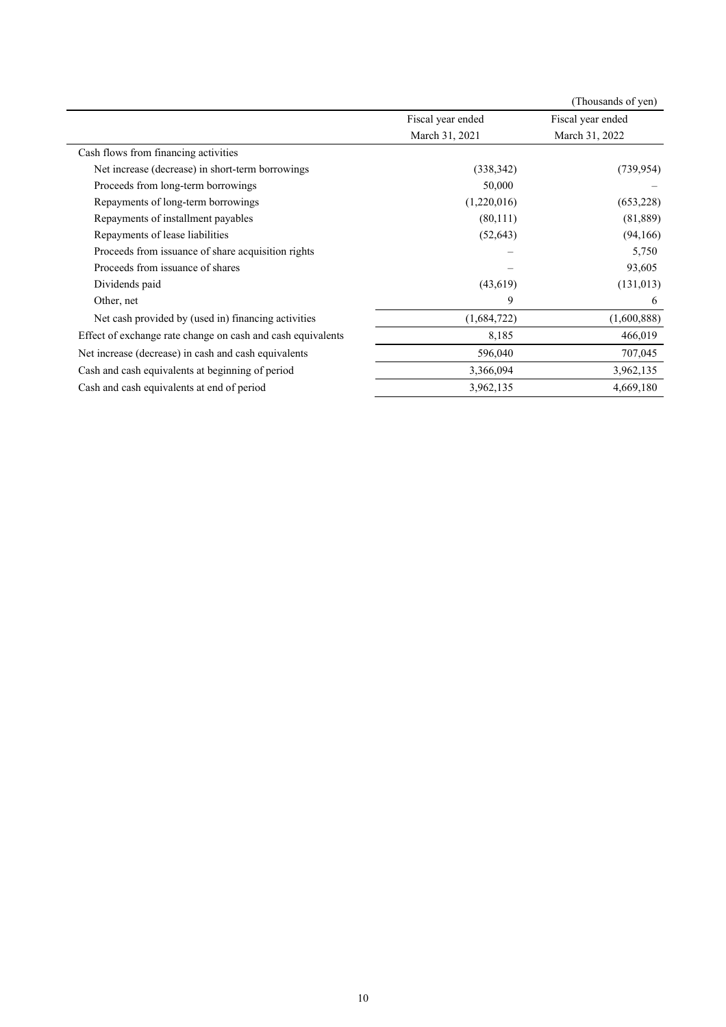(Thousands of yen)

| | Fiscal year ended March 31, 2021 | Fiscal year ended March 31, 2022 |
|---|---|---|
| Cash flows from financing activities | | |
| Net increase (decrease) in short-term borrowings | (338,342) | (739,954) |
| Proceeds from long-term borrowings | 50,000 | – |
| Repayments of long-term borrowings | (1,220,016) | (653,228) |
| Repayments of installment payables | (80,111) | (81,889) |
| Repayments of lease liabilities | (52,643) | (94,166) |
| Proceeds from issuance of share acquisition rights | – | 5,750 |
| Proceeds from issuance of shares | – | 93,605 |
| Dividends paid | (43,619) | (131,013) |
| Other, net | 9 | 6 |
| Net cash provided by (used in) financing activities | (1,684,722) | (1,600,888) |
| Effect of exchange rate change on cash and cash equivalents | 8,185 | 466,019 |
| Net increase (decrease) in cash and cash equivalents | 596,040 | 707,045 |
| Cash and cash equivalents at beginning of period | 3,366,094 | 3,962,135 |
| Cash and cash equivalents at end of period | 3,962,135 | 4,669,180 |